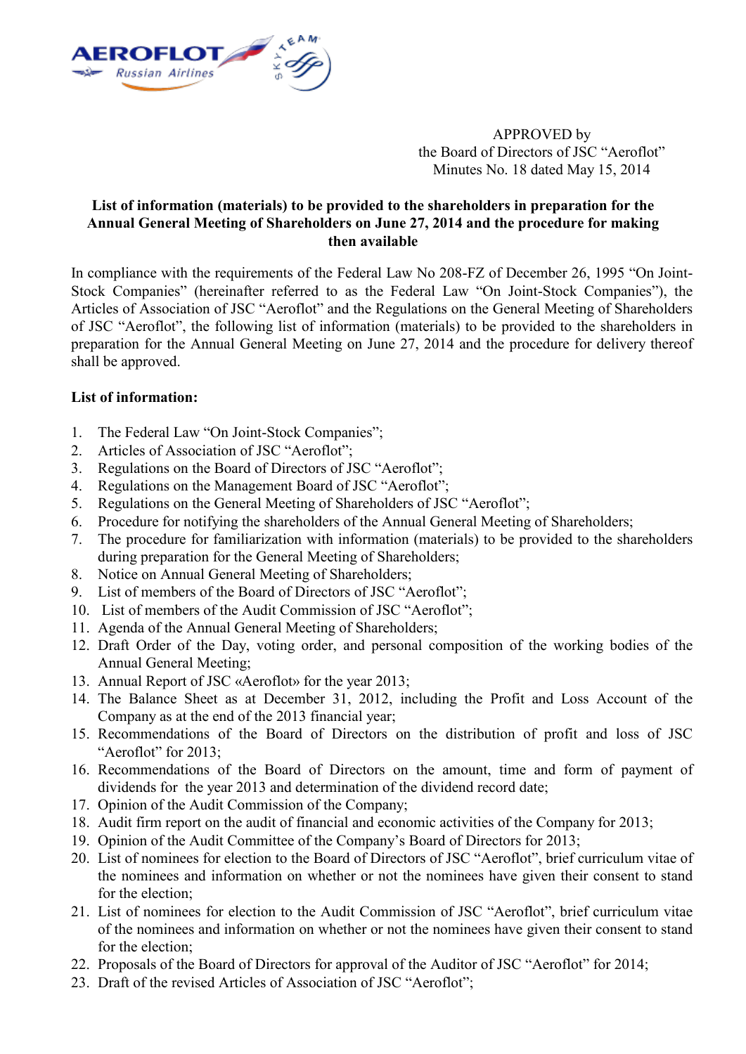APPROVED by
the Board of Directors of JSC "Aeroflot"
Minutes No. 18 dated May 15, 2014

**List of information (materials) to be provided to the shareholders in preparation for the Annual General Meeting of Shareholders on June 27, 2014 and the procedure for making then available**

In compliance with the requirements of the Federal Law No 208-FZ of December 26, 1995 "On Joint-Stock Companies" (hereinafter referred to as the Federal Law "On Joint-Stock Companies"), the Articles of Association of JSC "Aeroflot" and the Regulations on the General Meeting of Shareholders of JSC "Aeroflot", the following list of information (materials) to be provided to the shareholders in preparation for the Annual General Meeting on June 27, 2014 and the procedure for delivery thereof shall be approved.

**List of information:**

1. The Federal Law "On Joint-Stock Companies";
2. Articles of Association of JSC "Aeroflot";
3. Regulations on the Board of Directors of JSC "Aeroflot";
4. Regulations on the Management Board of JSC "Aeroflot";
5. Regulations on the General Meeting of Shareholders of JSC "Aeroflot";
6. Procedure for notifying the shareholders of the Annual General Meeting of Shareholders;
7. The procedure for familiarization with information (materials) to be provided to the shareholders during preparation for the General Meeting of Shareholders;
8. Notice on Annual General Meeting of Shareholders;
9. List of members of the Board of Directors of JSC "Aeroflot";
10. List of members of the Audit Commission of JSC "Aeroflot";
11. Agenda of the Annual General Meeting of Shareholders;
12. Draft Order of the Day, voting order, and personal composition of the working bodies of the Annual General Meeting;
13. Annual Report of JSC «Aeroflot» for the year 2013;
14. The Balance Sheet as at December 31, 2012, including the Profit and Loss Account of the Company as at the end of the 2013 financial year;
15. Recommendations of the Board of Directors on the distribution of profit and loss of JSC "Aeroflot" for 2013;
16. Recommendations of the Board of Directors on the amount, time and form of payment of dividends for the year 2013 and determination of the dividend record date;
17. Opinion of the Audit Commission of the Company;
18. Audit firm report on the audit of financial and economic activities of the Company for 2013;
19. Opinion of the Audit Committee of the Company's Board of Directors for 2013;
20. List of nominees for election to the Board of Directors of JSC "Aeroflot", brief curriculum vitae of the nominees and information on whether or not the nominees have given their consent to stand for the election;
21. List of nominees for election to the Audit Commission of JSC "Aeroflot", brief curriculum vitae of the nominees and information on whether or not the nominees have given their consent to stand for the election;
22. Proposals of the Board of Directors for approval of the Auditor of JSC "Aeroflot" for 2014;
23. Draft of the revised Articles of Association of JSC "Aeroflot";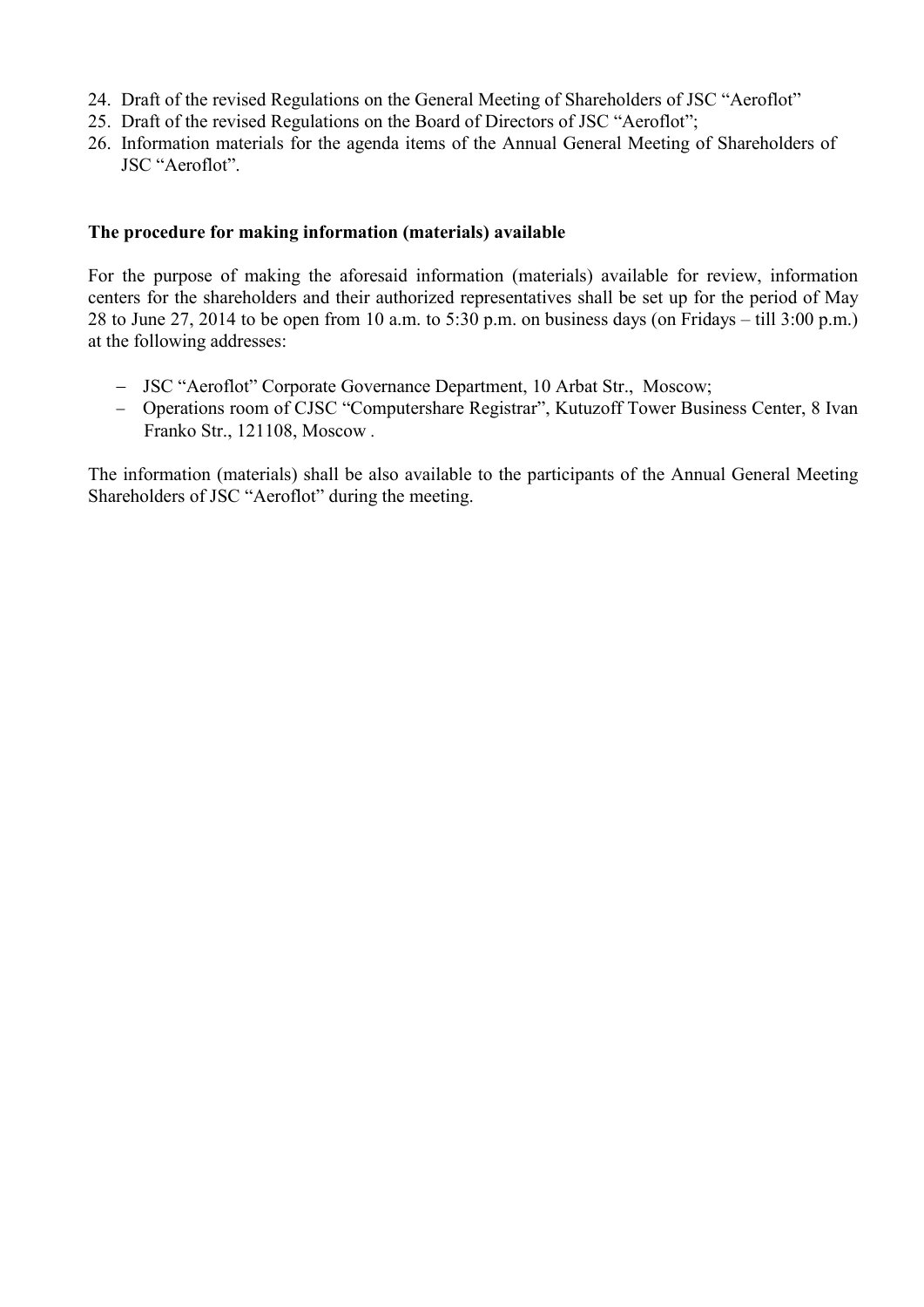24. Draft of the revised Regulations on the General Meeting of Shareholders of JSC "Aeroflot"
25. Draft of the revised Regulations on the Board of Directors of JSC "Aeroflot";
26. Information materials for the agenda items of the Annual General Meeting of Shareholders of JSC "Aeroflot".

**The procedure for making information (materials) available**

For the purpose of making the aforesaid information (materials) available for review, information centers for the shareholders and their authorized representatives shall be set up for the period of May 28 to June 27, 2014 to be open from 10 a.m. to 5:30 p.m. on business days (on Fridays – till 3:00 p.m.) at the following addresses:

- JSC "Aeroflot" Corporate Governance Department, 10 Arbat Str., Moscow;
- Operations room of CJSC "Computershare Registrar", Kutuzoff Tower Business Center, 8 Ivan Franko Str., 121108, Moscow .

The information (materials) shall be also available to the participants of the Annual General Meeting Shareholders of JSC "Aeroflot" during the meeting.